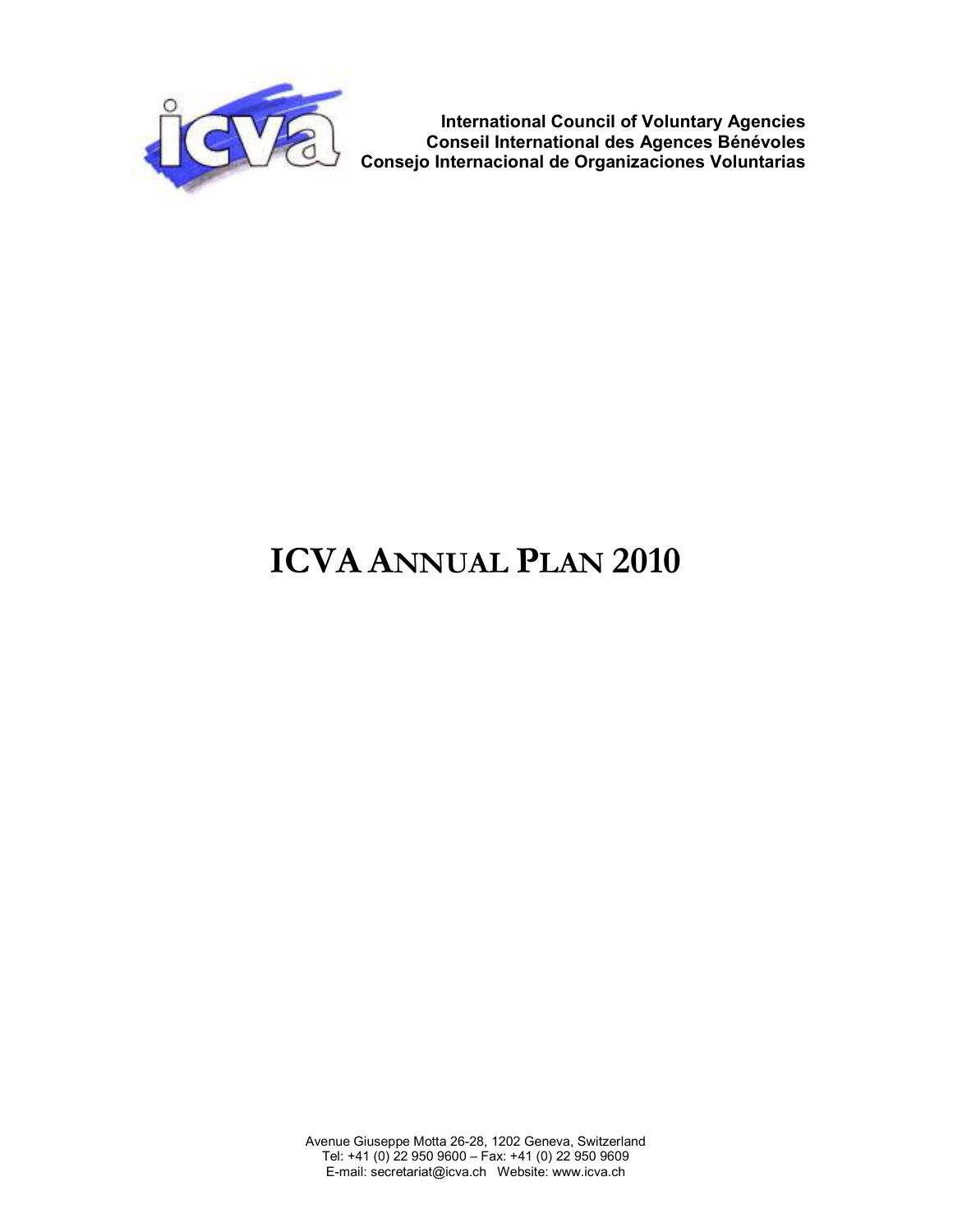**International Council of Voluntary Agencies**
**Conseil International des Agences Bénévoles**
**Consejo Internacional de Organizaciones Voluntarias**

# ICVA ANNUAL PLAN 2010

Avenue Giuseppe Motta 26-28, 1202 Geneva, Switzerland
Tel: +41 (0) 22 950 9600 – Fax: +41 (0) 22 950 9609
E-mail: secretariat@icva.ch Website: www.icva.ch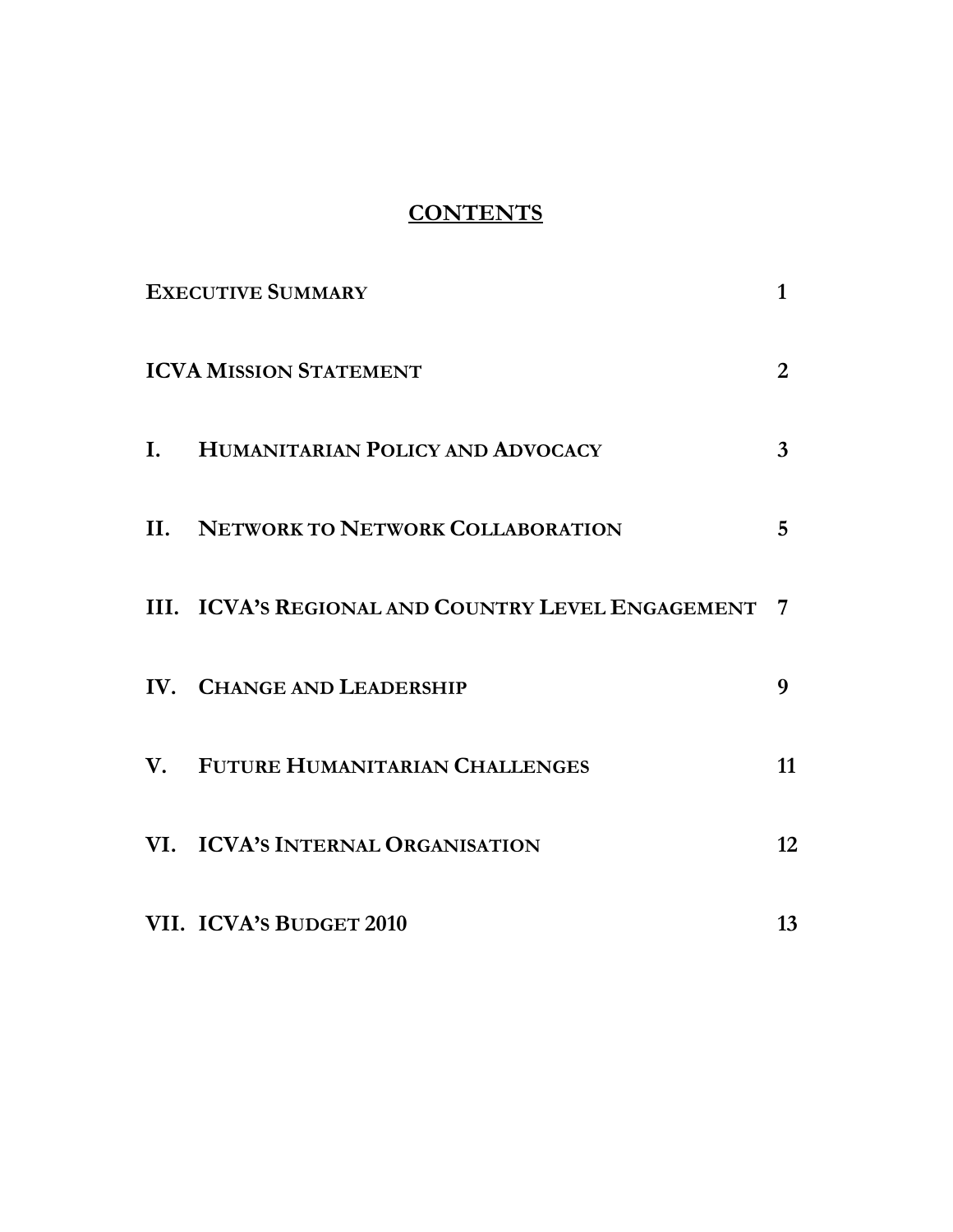# CONTENTS

| | | |
|---|---|---|
| **EXECUTIVE SUMMARY** | | **1** |
| **ICVA MISSION STATEMENT** | | **2** |
| **I.** | **HUMANITARIAN POLICY AND ADVOCACY** | **3** |
| **II.** | **NETWORK TO NETWORK COLLABORATION** | **5** |
| **III.** | **ICVA'S REGIONAL AND COUNTRY LEVEL ENGAGEMENT** | **7** |
| **IV.** | **CHANGE AND LEADERSHIP** | **9** |
| **V.** | **FUTURE HUMANITARIAN CHALLENGES** | **11** |
| **VI.** | **ICVA'S INTERNAL ORGANISATION** | **12** |
| **VII.** | **ICVA'S BUDGET 2010** | **13** |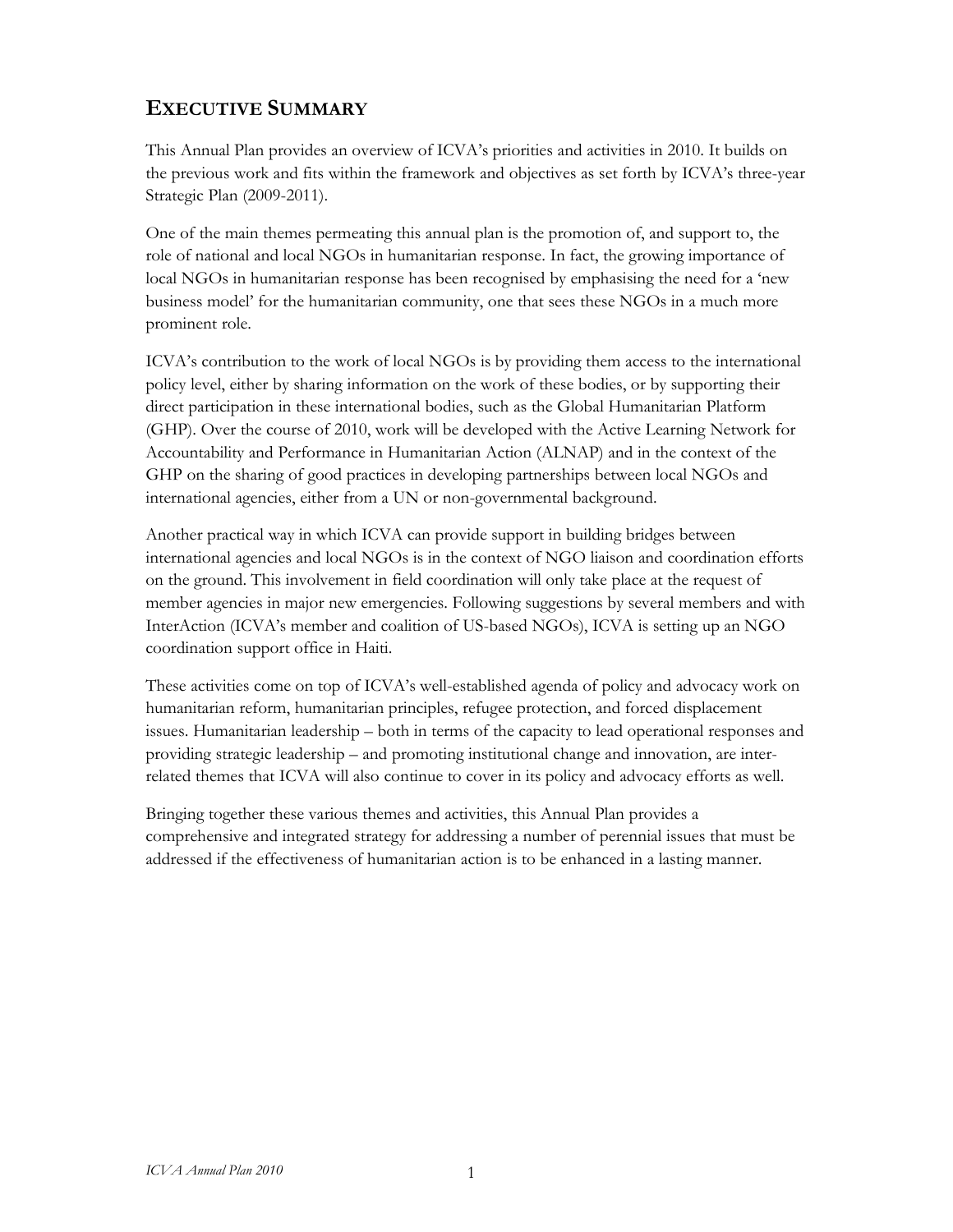## EXECUTIVE SUMMARY

This Annual Plan provides an overview of ICVA's priorities and activities in 2010. It builds on the previous work and fits within the framework and objectives as set forth by ICVA's three-year Strategic Plan (2009-2011).

One of the main themes permeating this annual plan is the promotion of, and support to, the role of national and local NGOs in humanitarian response. In fact, the growing importance of local NGOs in humanitarian response has been recognised by emphasising the need for a 'new business model' for the humanitarian community, one that sees these NGOs in a much more prominent role.

ICVA's contribution to the work of local NGOs is by providing them access to the international policy level, either by sharing information on the work of these bodies, or by supporting their direct participation in these international bodies, such as the Global Humanitarian Platform (GHP). Over the course of 2010, work will be developed with the Active Learning Network for Accountability and Performance in Humanitarian Action (ALNAP) and in the context of the GHP on the sharing of good practices in developing partnerships between local NGOs and international agencies, either from a UN or non-governmental background.

Another practical way in which ICVA can provide support in building bridges between international agencies and local NGOs is in the context of NGO liaison and coordination efforts on the ground. This involvement in field coordination will only take place at the request of member agencies in major new emergencies. Following suggestions by several members and with InterAction (ICVA's member and coalition of US-based NGOs), ICVA is setting up an NGO coordination support office in Haiti.

These activities come on top of ICVA's well-established agenda of policy and advocacy work on humanitarian reform, humanitarian principles, refugee protection, and forced displacement issues. Humanitarian leadership – both in terms of the capacity to lead operational responses and providing strategic leadership – and promoting institutional change and innovation, are inter-related themes that ICVA will also continue to cover in its policy and advocacy efforts as well.

Bringing together these various themes and activities, this Annual Plan provides a comprehensive and integrated strategy for addressing a number of perennial issues that must be addressed if the effectiveness of humanitarian action is to be enhanced in a lasting manner.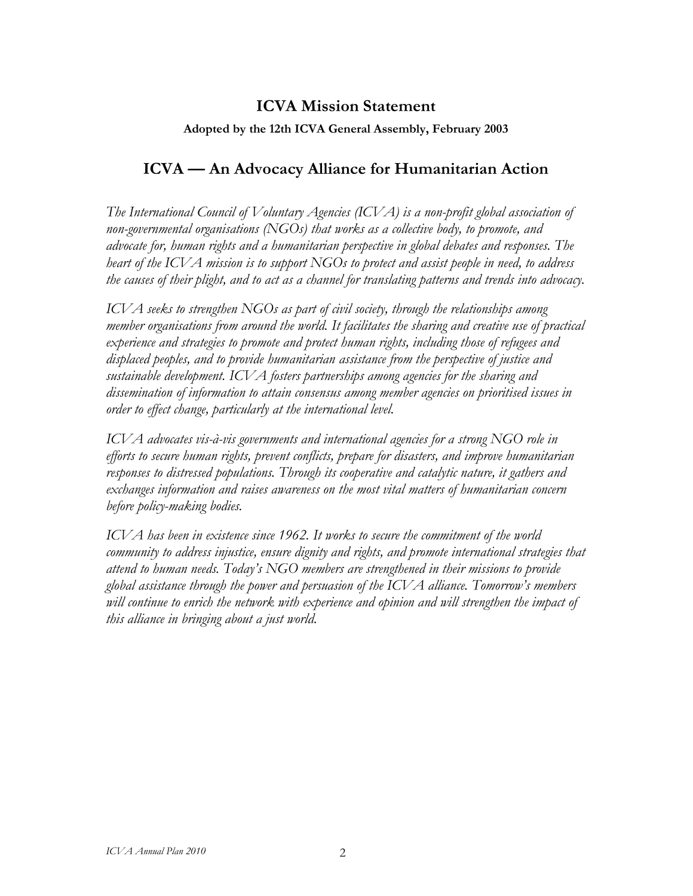## ICVA Mission Statement

**Adopted by the 12th ICVA General Assembly, February 2003**

## ICVA — An Advocacy Alliance for Humanitarian Action

*The International Council of Voluntary Agencies (ICVA) is a non-profit global association of non-governmental organisations (NGOs) that works as a collective body, to promote, and advocate for, human rights and a humanitarian perspective in global debates and responses. The heart of the ICVA mission is to support NGOs to protect and assist people in need, to address the causes of their plight, and to act as a channel for translating patterns and trends into advocacy.*

*ICVA seeks to strengthen NGOs as part of civil society, through the relationships among member organisations from around the world. It facilitates the sharing and creative use of practical experience and strategies to promote and protect human rights, including those of refugees and displaced peoples, and to provide humanitarian assistance from the perspective of justice and sustainable development. ICVA fosters partnerships among agencies for the sharing and dissemination of information to attain consensus among member agencies on prioritised issues in order to effect change, particularly at the international level.*

*ICVA advocates vis-à-vis governments and international agencies for a strong NGO role in efforts to secure human rights, prevent conflicts, prepare for disasters, and improve humanitarian responses to distressed populations. Through its cooperative and catalytic nature, it gathers and exchanges information and raises awareness on the most vital matters of humanitarian concern before policy-making bodies.*

*ICVA has been in existence since 1962. It works to secure the commitment of the world community to address injustice, ensure dignity and rights, and promote international strategies that attend to human needs. Today's NGO members are strengthened in their missions to provide global assistance through the power and persuasion of the ICVA alliance. Tomorrow's members will continue to enrich the network with experience and opinion and will strengthen the impact of this alliance in bringing about a just world.*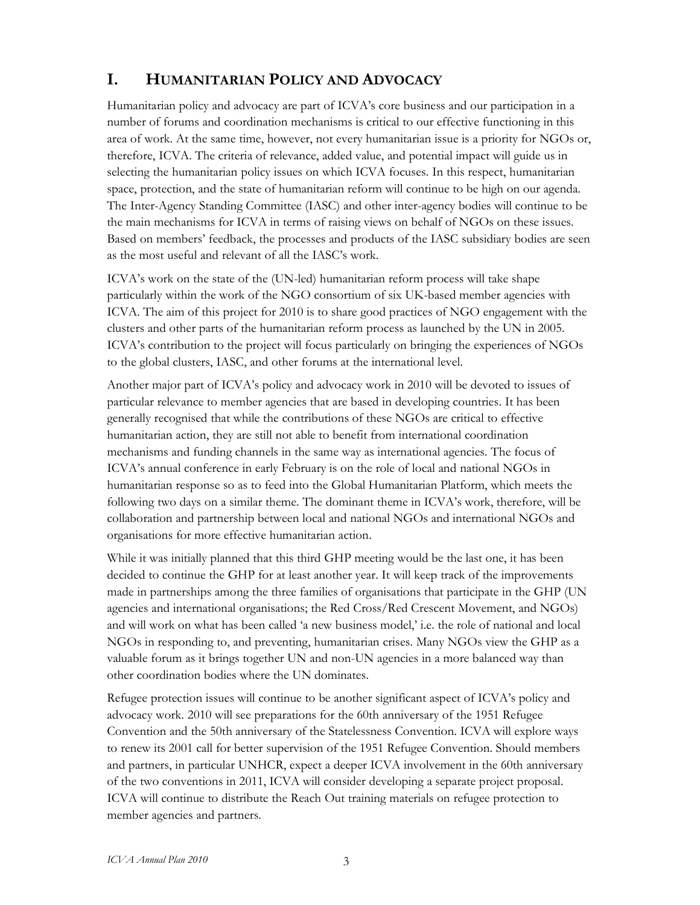## I. HUMANITARIAN POLICY AND ADVOCACY

Humanitarian policy and advocacy are part of ICVA's core business and our participation in a number of forums and coordination mechanisms is critical to our effective functioning in this area of work. At the same time, however, not every humanitarian issue is a priority for NGOs or, therefore, ICVA. The criteria of relevance, added value, and potential impact will guide us in selecting the humanitarian policy issues on which ICVA focuses. In this respect, humanitarian space, protection, and the state of humanitarian reform will continue to be high on our agenda. The Inter-Agency Standing Committee (IASC) and other inter-agency bodies will continue to be the main mechanisms for ICVA in terms of raising views on behalf of NGOs on these issues. Based on members' feedback, the processes and products of the IASC subsidiary bodies are seen as the most useful and relevant of all the IASC's work.

ICVA's work on the state of the (UN-led) humanitarian reform process will take shape particularly within the work of the NGO consortium of six UK-based member agencies with ICVA. The aim of this project for 2010 is to share good practices of NGO engagement with the clusters and other parts of the humanitarian reform process as launched by the UN in 2005. ICVA's contribution to the project will focus particularly on bringing the experiences of NGOs to the global clusters, IASC, and other forums at the international level.

Another major part of ICVA's policy and advocacy work in 2010 will be devoted to issues of particular relevance to member agencies that are based in developing countries. It has been generally recognised that while the contributions of these NGOs are critical to effective humanitarian action, they are still not able to benefit from international coordination mechanisms and funding channels in the same way as international agencies. The focus of ICVA's annual conference in early February is on the role of local and national NGOs in humanitarian response so as to feed into the Global Humanitarian Platform, which meets the following two days on a similar theme. The dominant theme in ICVA's work, therefore, will be collaboration and partnership between local and national NGOs and international NGOs and organisations for more effective humanitarian action.

While it was initially planned that this third GHP meeting would be the last one, it has been decided to continue the GHP for at least another year. It will keep track of the improvements made in partnerships among the three families of organisations that participate in the GHP (UN agencies and international organisations; the Red Cross/Red Crescent Movement, and NGOs) and will work on what has been called 'a new business model,' i.e. the role of national and local NGOs in responding to, and preventing, humanitarian crises. Many NGOs view the GHP as a valuable forum as it brings together UN and non-UN agencies in a more balanced way than other coordination bodies where the UN dominates.

Refugee protection issues will continue to be another significant aspect of ICVA's policy and advocacy work. 2010 will see preparations for the 60th anniversary of the 1951 Refugee Convention and the 50th anniversary of the Statelessness Convention. ICVA will explore ways to renew its 2001 call for better supervision of the 1951 Refugee Convention. Should members and partners, in particular UNHCR, expect a deeper ICVA involvement in the 60th anniversary of the two conventions in 2011, ICVA will consider developing a separate project proposal. ICVA will continue to distribute the Reach Out training materials on refugee protection to member agencies and partners.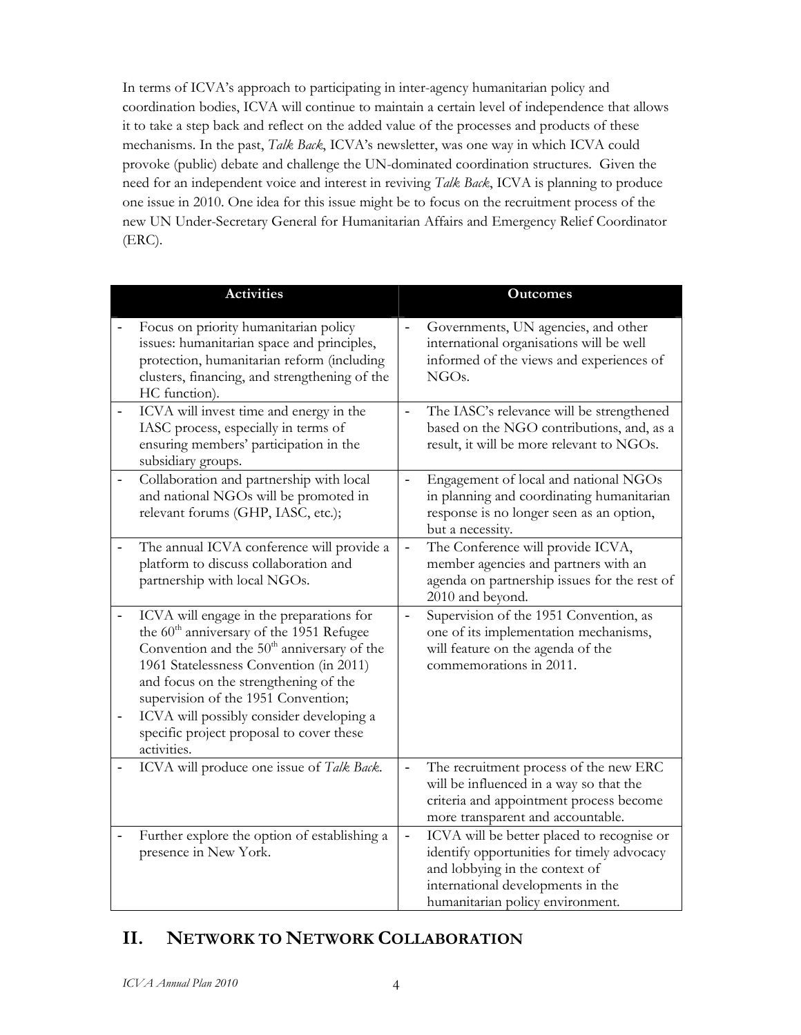In terms of ICVA's approach to participating in inter-agency humanitarian policy and coordination bodies, ICVA will continue to maintain a certain level of independence that allows it to take a step back and reflect on the added value of the processes and products of these mechanisms. In the past, *Talk Back*, ICVA's newsletter, was one way in which ICVA could provoke (public) debate and challenge the UN-dominated coordination structures. Given the need for an independent voice and interest in reviving *Talk Back*, ICVA is planning to produce one issue in 2010. One idea for this issue might be to focus on the recruitment process of the new UN Under-Secretary General for Humanitarian Affairs and Emergency Relief Coordinator (ERC).

| Activities | Outcomes |
|---|---|
| - Focus on priority humanitarian policy issues: humanitarian space and principles, protection, humanitarian reform (including clusters, financing, and strengthening of the HC function). | - Governments, UN agencies, and other international organisations will be well informed of the views and experiences of NGOs. |
| - ICVA will invest time and energy in the IASC process, especially in terms of ensuring members' participation in the subsidiary groups. | - The IASC's relevance will be strengthened based on the NGO contributions, and, as a result, it will be more relevant to NGOs. |
| - Collaboration and partnership with local and national NGOs will be promoted in relevant forums (GHP, IASC, etc.); | - Engagement of local and national NGOs in planning and coordinating humanitarian response is no longer seen as an option, but a necessity. |
| - The annual ICVA conference will provide a platform to discuss collaboration and partnership with local NGOs. | - The Conference will provide ICVA, member agencies and partners with an agenda on partnership issues for the rest of 2010 and beyond. |
| - ICVA will engage in the preparations for the 60th anniversary of the 1951 Refugee Convention and the 50th anniversary of the 1961 Statelessness Convention (in 2011) and focus on the strengthening of the supervision of the 1951 Convention;<br>- ICVA will possibly consider developing a specific project proposal to cover these activities. | - Supervision of the 1951 Convention, as one of its implementation mechanisms, will feature on the agenda of the commemorations in 2011. |
| - ICVA will produce one issue of *Talk Back*. | - The recruitment process of the new ERC will be influenced in a way so that the criteria and appointment process become more transparent and accountable. |
| - Further explore the option of establishing a presence in New York. | - ICVA will be better placed to recognise or identify opportunities for timely advocacy and lobbying in the context of international developments in the humanitarian policy environment. |

## II. NETWORK TO NETWORK COLLABORATION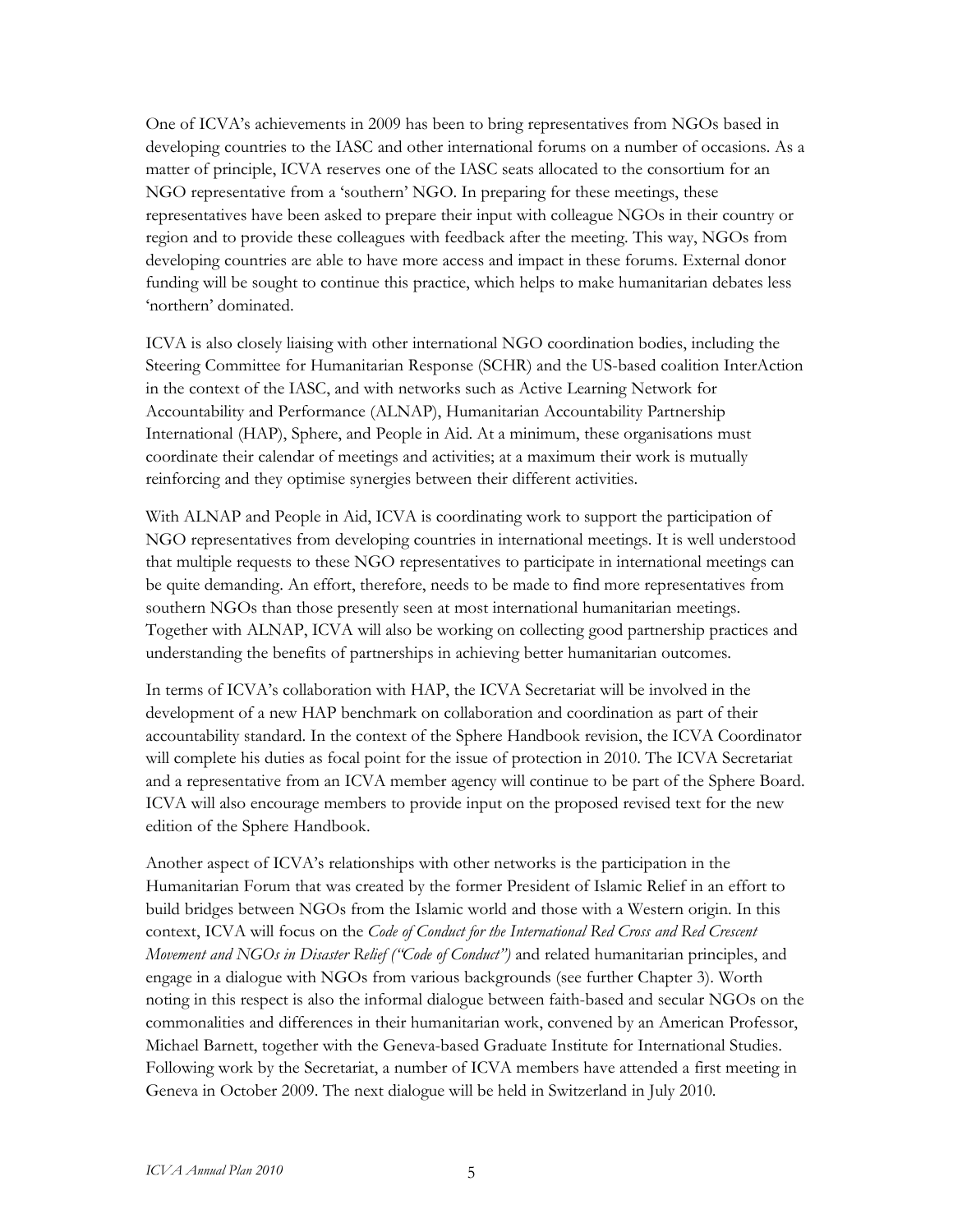One of ICVA's achievements in 2009 has been to bring representatives from NGOs based in developing countries to the IASC and other international forums on a number of occasions. As a matter of principle, ICVA reserves one of the IASC seats allocated to the consortium for an NGO representative from a 'southern' NGO. In preparing for these meetings, these representatives have been asked to prepare their input with colleague NGOs in their country or region and to provide these colleagues with feedback after the meeting. This way, NGOs from developing countries are able to have more access and impact in these forums. External donor funding will be sought to continue this practice, which helps to make humanitarian debates less 'northern' dominated.

ICVA is also closely liaising with other international NGO coordination bodies, including the Steering Committee for Humanitarian Response (SCHR) and the US-based coalition InterAction in the context of the IASC, and with networks such as Active Learning Network for Accountability and Performance (ALNAP), Humanitarian Accountability Partnership International (HAP), Sphere, and People in Aid. At a minimum, these organisations must coordinate their calendar of meetings and activities; at a maximum their work is mutually reinforcing and they optimise synergies between their different activities.

With ALNAP and People in Aid, ICVA is coordinating work to support the participation of NGO representatives from developing countries in international meetings. It is well understood that multiple requests to these NGO representatives to participate in international meetings can be quite demanding. An effort, therefore, needs to be made to find more representatives from southern NGOs than those presently seen at most international humanitarian meetings. Together with ALNAP, ICVA will also be working on collecting good partnership practices and understanding the benefits of partnerships in achieving better humanitarian outcomes.

In terms of ICVA's collaboration with HAP, the ICVA Secretariat will be involved in the development of a new HAP benchmark on collaboration and coordination as part of their accountability standard. In the context of the Sphere Handbook revision, the ICVA Coordinator will complete his duties as focal point for the issue of protection in 2010. The ICVA Secretariat and a representative from an ICVA member agency will continue to be part of the Sphere Board. ICVA will also encourage members to provide input on the proposed revised text for the new edition of the Sphere Handbook.

Another aspect of ICVA's relationships with other networks is the participation in the Humanitarian Forum that was created by the former President of Islamic Relief in an effort to build bridges between NGOs from the Islamic world and those with a Western origin. In this context, ICVA will focus on the *Code of Conduct for the International Red Cross and Red Crescent Movement and NGOs in Disaster Relief ("Code of Conduct")* and related humanitarian principles, and engage in a dialogue with NGOs from various backgrounds (see further Chapter 3). Worth noting in this respect is also the informal dialogue between faith-based and secular NGOs on the commonalities and differences in their humanitarian work, convened by an American Professor, Michael Barnett, together with the Geneva-based Graduate Institute for International Studies. Following work by the Secretariat, a number of ICVA members have attended a first meeting in Geneva in October 2009. The next dialogue will be held in Switzerland in July 2010.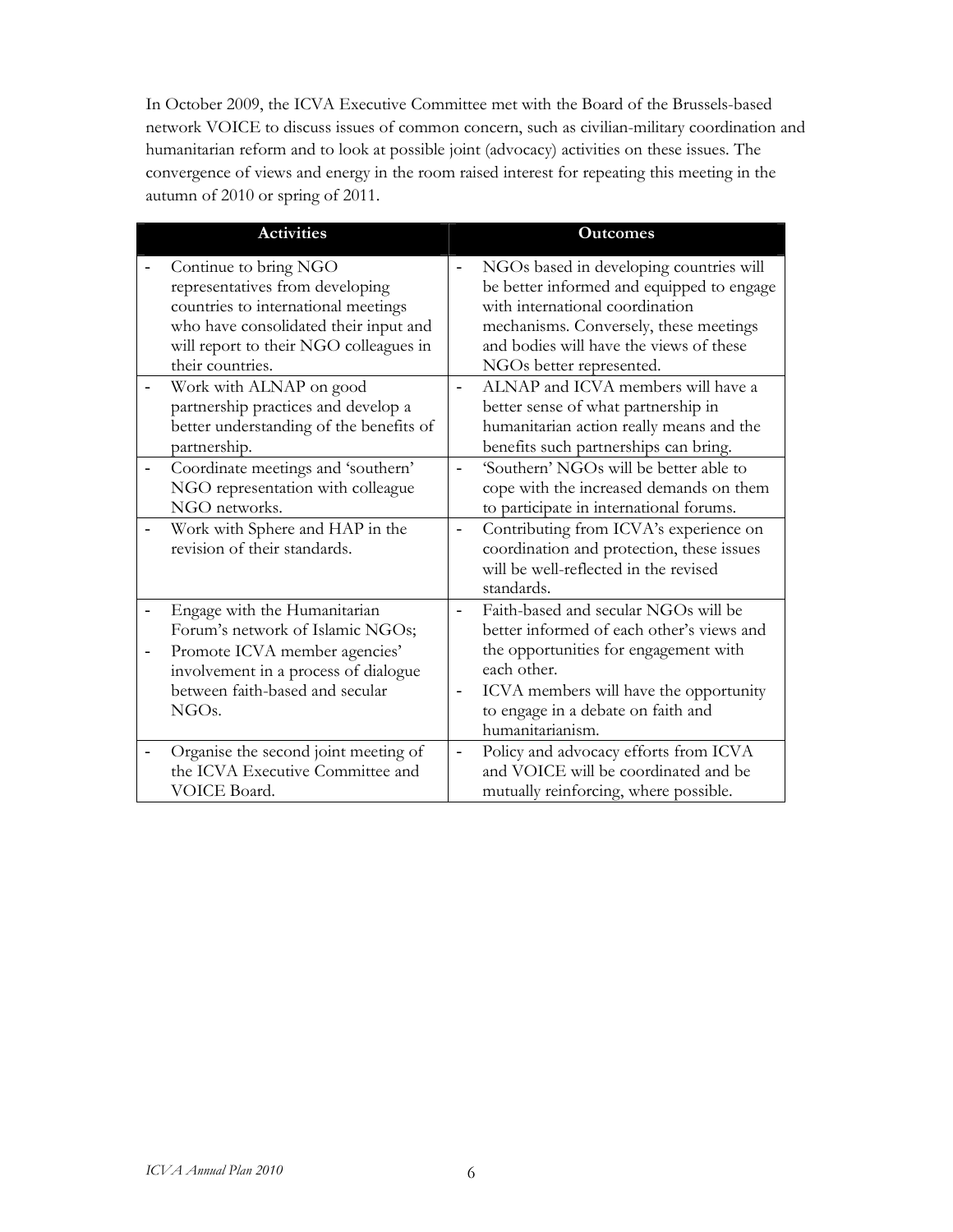In October 2009, the ICVA Executive Committee met with the Board of the Brussels-based network VOICE to discuss issues of common concern, such as civilian-military coordination and humanitarian reform and to look at possible joint (advocacy) activities on these issues. The convergence of views and energy in the room raised interest for repeating this meeting in the autumn of 2010 or spring of 2011.

| Activities | Outcomes |
|---|---|
| - Continue to bring NGO representatives from developing countries to international meetings who have consolidated their input and will report to their NGO colleagues in their countries. | - NGOs based in developing countries will be better informed and equipped to engage with international coordination mechanisms. Conversely, these meetings and bodies will have the views of these NGOs better represented. |
| - Work with ALNAP on good partnership practices and develop a better understanding of the benefits of partnership. | - ALNAP and ICVA members will have a better sense of what partnership in humanitarian action really means and the benefits such partnerships can bring. |
| - Coordinate meetings and 'southern' NGO representation with colleague NGO networks. | - 'Southern' NGOs will be better able to cope with the increased demands on them to participate in international forums. |
| - Work with Sphere and HAP in the revision of their standards. | - Contributing from ICVA's experience on coordination and protection, these issues will be well-reflected in the revised standards. |
| - Engage with the Humanitarian Forum's network of Islamic NGOs;<br>- Promote ICVA member agencies' involvement in a process of dialogue between faith-based and secular NGOs. | - Faith-based and secular NGOs will be better informed of each other's views and the opportunities for engagement with each other.<br>- ICVA members will have the opportunity to engage in a debate on faith and humanitarianism. |
| - Organise the second joint meeting of the ICVA Executive Committee and VOICE Board. | - Policy and advocacy efforts from ICVA and VOICE will be coordinated and be mutually reinforcing, where possible. |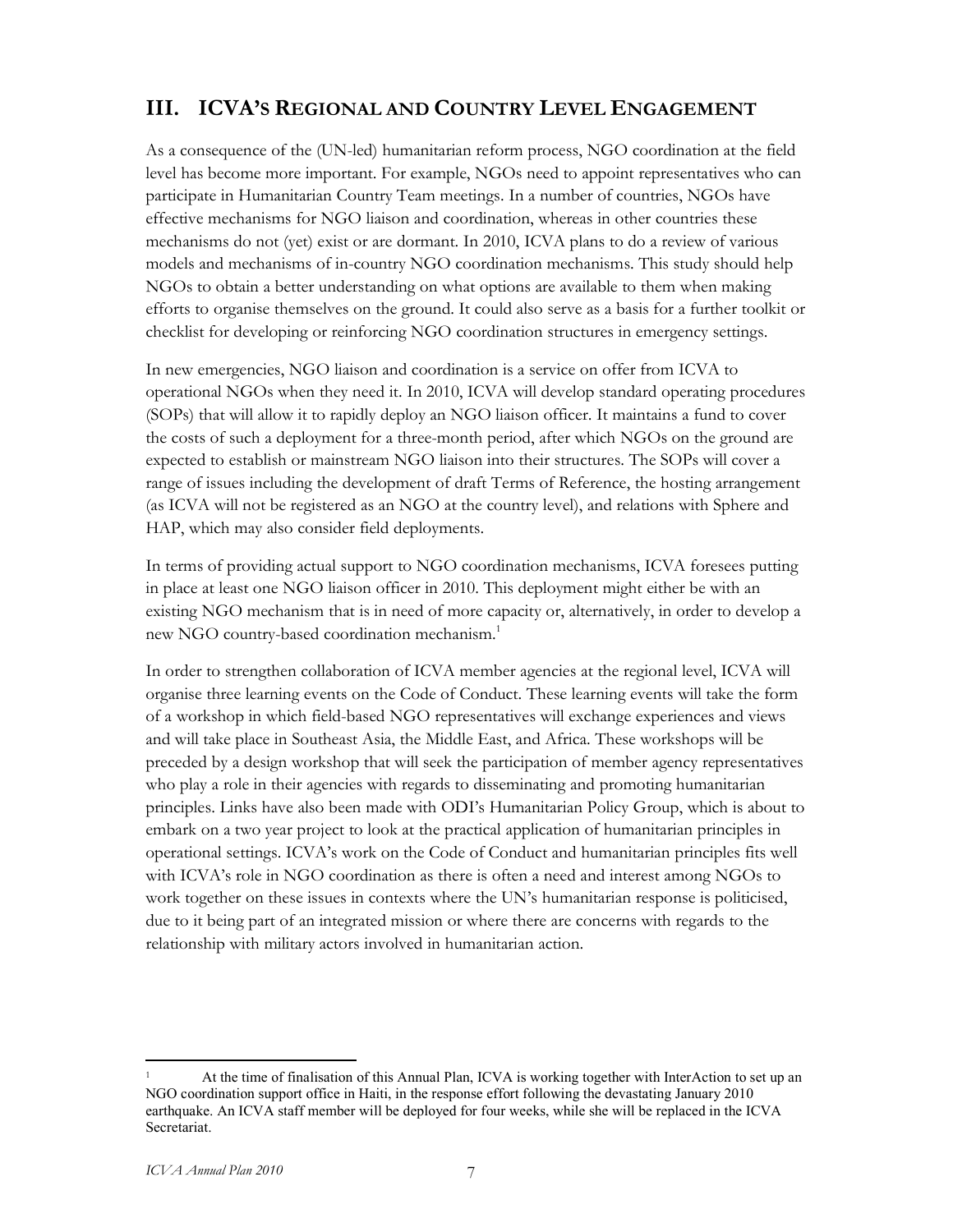## III. ICVA'S REGIONAL AND COUNTRY LEVEL ENGAGEMENT

As a consequence of the (UN-led) humanitarian reform process, NGO coordination at the field level has become more important. For example, NGOs need to appoint representatives who can participate in Humanitarian Country Team meetings. In a number of countries, NGOs have effective mechanisms for NGO liaison and coordination, whereas in other countries these mechanisms do not (yet) exist or are dormant. In 2010, ICVA plans to do a review of various models and mechanisms of in-country NGO coordination mechanisms. This study should help NGOs to obtain a better understanding on what options are available to them when making efforts to organise themselves on the ground. It could also serve as a basis for a further toolkit or checklist for developing or reinforcing NGO coordination structures in emergency settings.

In new emergencies, NGO liaison and coordination is a service on offer from ICVA to operational NGOs when they need it. In 2010, ICVA will develop standard operating procedures (SOPs) that will allow it to rapidly deploy an NGO liaison officer. It maintains a fund to cover the costs of such a deployment for a three-month period, after which NGOs on the ground are expected to establish or mainstream NGO liaison into their structures. The SOPs will cover a range of issues including the development of draft Terms of Reference, the hosting arrangement (as ICVA will not be registered as an NGO at the country level), and relations with Sphere and HAP, which may also consider field deployments.

In terms of providing actual support to NGO coordination mechanisms, ICVA foresees putting in place at least one NGO liaison officer in 2010. This deployment might either be with an existing NGO mechanism that is in need of more capacity or, alternatively, in order to develop a new NGO country-based coordination mechanism.[1]

In order to strengthen collaboration of ICVA member agencies at the regional level, ICVA will organise three learning events on the Code of Conduct. These learning events will take the form of a workshop in which field-based NGO representatives will exchange experiences and views and will take place in Southeast Asia, the Middle East, and Africa. These workshops will be preceded by a design workshop that will seek the participation of member agency representatives who play a role in their agencies with regards to disseminating and promoting humanitarian principles. Links have also been made with ODI's Humanitarian Policy Group, which is about to embark on a two year project to look at the practical application of humanitarian principles in operational settings. ICVA's work on the Code of Conduct and humanitarian principles fits well with ICVA's role in NGO coordination as there is often a need and interest among NGOs to work together on these issues in contexts where the UN's humanitarian response is politicised, due to it being part of an integrated mission or where there are concerns with regards to the relationship with military actors involved in humanitarian action.

---

[1] At the time of finalisation of this Annual Plan, ICVA is working together with InterAction to set up an NGO coordination support office in Haiti, in the response effort following the devastating January 2010 earthquake. An ICVA staff member will be deployed for four weeks, while she will be replaced in the ICVA Secretariat.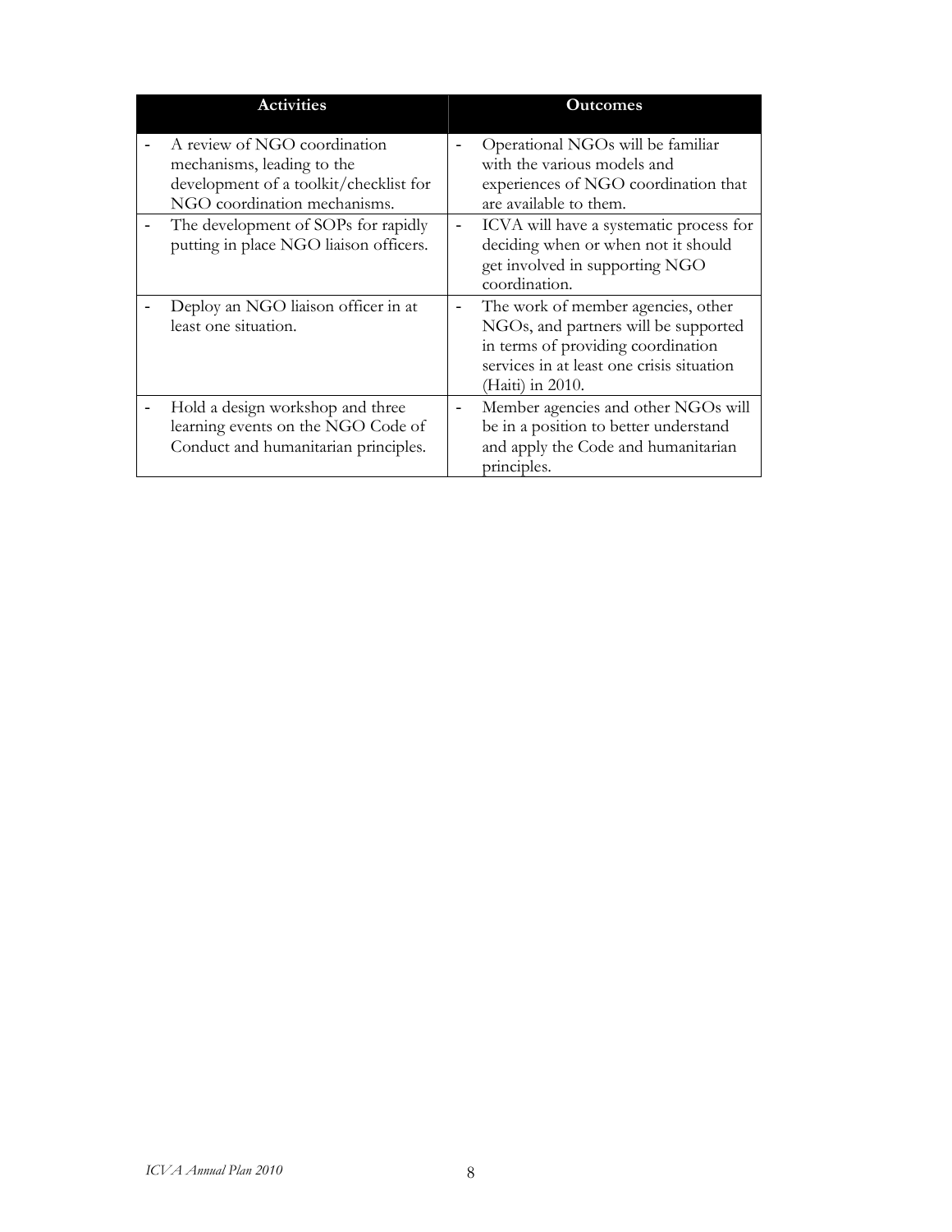| Activities | Outcomes |
| --- | --- |
| - A review of NGO coordination mechanisms, leading to the development of a toolkit/checklist for NGO coordination mechanisms. | - Operational NGOs will be familiar with the various models and experiences of NGO coordination that are available to them. |
| - The development of SOPs for rapidly putting in place NGO liaison officers. | - ICVA will have a systematic process for deciding when or when not it should get involved in supporting NGO coordination. |
| - Deploy an NGO liaison officer in at least one situation. | - The work of member agencies, other NGOs, and partners will be supported in terms of providing coordination services in at least one crisis situation (Haiti) in 2010. |
| - Hold a design workshop and three learning events on the NGO Code of Conduct and humanitarian principles. | - Member agencies and other NGOs will be in a position to better understand and apply the Code and humanitarian principles. |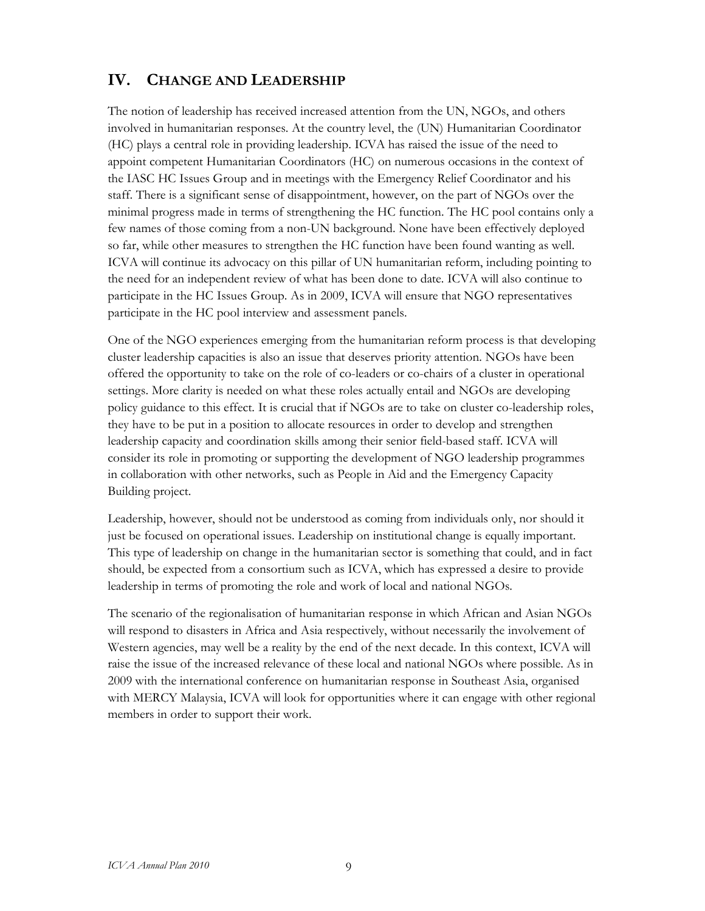## IV. CHANGE AND LEADERSHIP

The notion of leadership has received increased attention from the UN, NGOs, and others involved in humanitarian responses. At the country level, the (UN) Humanitarian Coordinator (HC) plays a central role in providing leadership. ICVA has raised the issue of the need to appoint competent Humanitarian Coordinators (HC) on numerous occasions in the context of the IASC HC Issues Group and in meetings with the Emergency Relief Coordinator and his staff. There is a significant sense of disappointment, however, on the part of NGOs over the minimal progress made in terms of strengthening the HC function. The HC pool contains only a few names of those coming from a non-UN background. None have been effectively deployed so far, while other measures to strengthen the HC function have been found wanting as well. ICVA will continue its advocacy on this pillar of UN humanitarian reform, including pointing to the need for an independent review of what has been done to date. ICVA will also continue to participate in the HC Issues Group. As in 2009, ICVA will ensure that NGO representatives participate in the HC pool interview and assessment panels.

One of the NGO experiences emerging from the humanitarian reform process is that developing cluster leadership capacities is also an issue that deserves priority attention. NGOs have been offered the opportunity to take on the role of co-leaders or co-chairs of a cluster in operational settings. More clarity is needed on what these roles actually entail and NGOs are developing policy guidance to this effect. It is crucial that if NGOs are to take on cluster co-leadership roles, they have to be put in a position to allocate resources in order to develop and strengthen leadership capacity and coordination skills among their senior field-based staff. ICVA will consider its role in promoting or supporting the development of NGO leadership programmes in collaboration with other networks, such as People in Aid and the Emergency Capacity Building project.

Leadership, however, should not be understood as coming from individuals only, nor should it just be focused on operational issues. Leadership on institutional change is equally important. This type of leadership on change in the humanitarian sector is something that could, and in fact should, be expected from a consortium such as ICVA, which has expressed a desire to provide leadership in terms of promoting the role and work of local and national NGOs.

The scenario of the regionalisation of humanitarian response in which African and Asian NGOs will respond to disasters in Africa and Asia respectively, without necessarily the involvement of Western agencies, may well be a reality by the end of the next decade. In this context, ICVA will raise the issue of the increased relevance of these local and national NGOs where possible. As in 2009 with the international conference on humanitarian response in Southeast Asia, organised with MERCY Malaysia, ICVA will look for opportunities where it can engage with other regional members in order to support their work.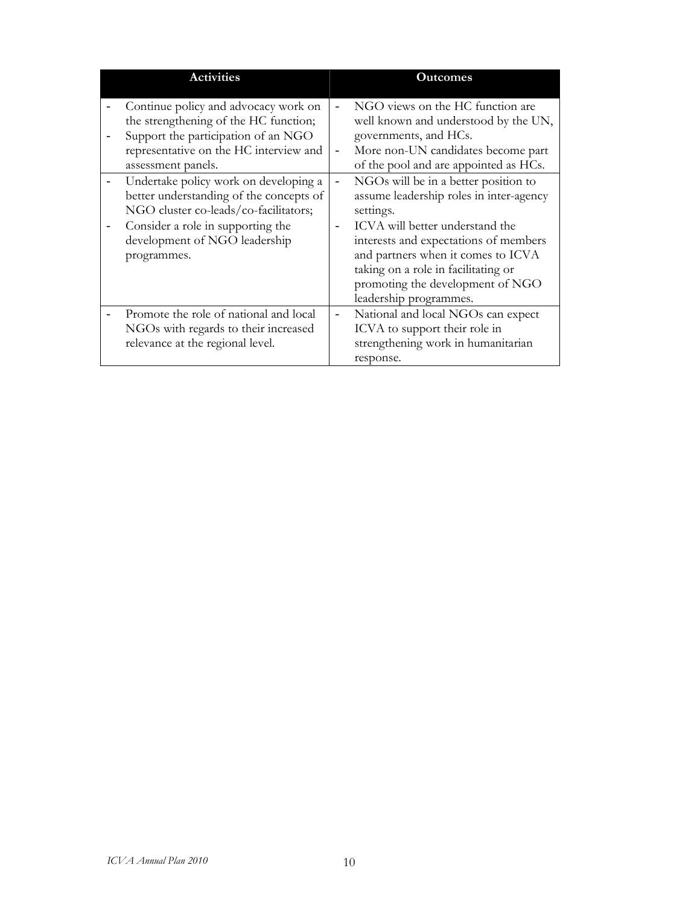| Activities | Outcomes |
| --- | --- |
| - Continue policy and advocacy work on the strengthening of the HC function;<br>- Support the participation of an NGO representative on the HC interview and assessment panels. | - NGO views on the HC function are well known and understood by the UN, governments, and HCs.<br>- More non-UN candidates become part of the pool and are appointed as HCs. |
| - Undertake policy work on developing a better understanding of the concepts of NGO cluster co-leads/co-facilitators;<br>- Consider a role in supporting the development of NGO leadership programmes. | - NGOs will be in a better position to assume leadership roles in inter-agency settings.<br>- ICVA will better understand the interests and expectations of members and partners when it comes to ICVA taking on a role in facilitating or promoting the development of NGO leadership programmes. |
| - Promote the role of national and local NGOs with regards to their increased relevance at the regional level. | - National and local NGOs can expect ICVA to support their role in strengthening work in humanitarian response. |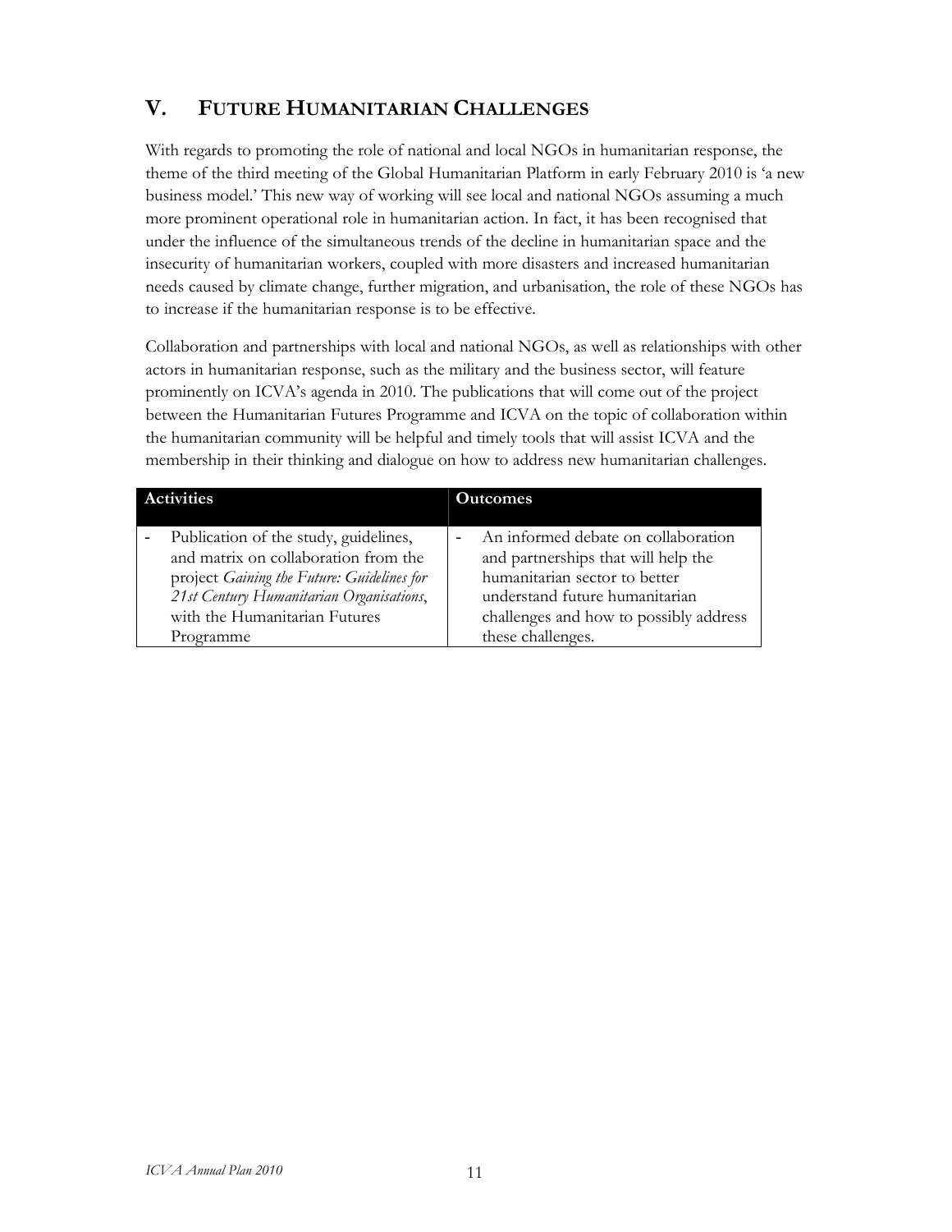## V. FUTURE HUMANITARIAN CHALLENGES

With regards to promoting the role of national and local NGOs in humanitarian response, the theme of the third meeting of the Global Humanitarian Platform in early February 2010 is 'a new business model.' This new way of working will see local and national NGOs assuming a much more prominent operational role in humanitarian action. In fact, it has been recognised that under the influence of the simultaneous trends of the decline in humanitarian space and the insecurity of humanitarian workers, coupled with more disasters and increased humanitarian needs caused by climate change, further migration, and urbanisation, the role of these NGOs has to increase if the humanitarian response is to be effective.

Collaboration and partnerships with local and national NGOs, as well as relationships with other actors in humanitarian response, such as the military and the business sector, will feature prominently on ICVA's agenda in 2010. The publications that will come out of the project between the Humanitarian Futures Programme and ICVA on the topic of collaboration within the humanitarian community will be helpful and timely tools that will assist ICVA and the membership in their thinking and dialogue on how to address new humanitarian challenges.

| Activities | Outcomes |
|---|---|
| - Publication of the study, guidelines, and matrix on collaboration from the project *Gaining the Future: Guidelines for 21st Century Humanitarian Organisations*, with the Humanitarian Futures Programme | - An informed debate on collaboration and partnerships that will help the humanitarian sector to better understand future humanitarian challenges and how to possibly address these challenges. |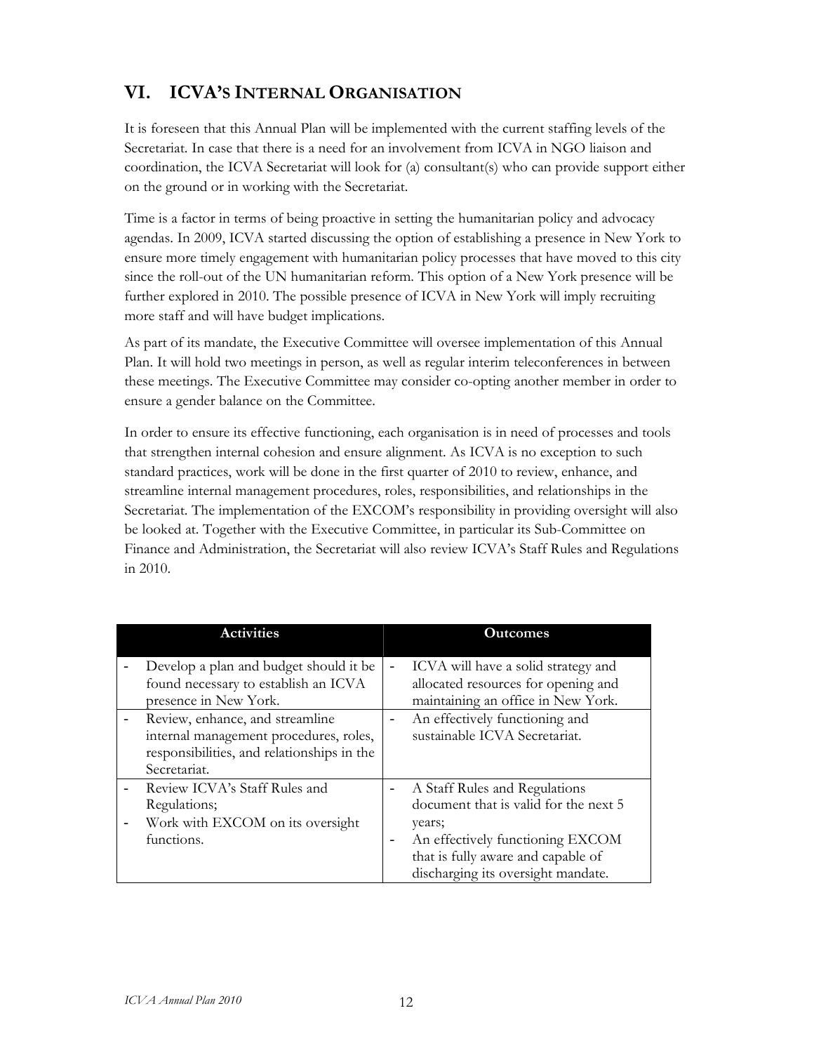## VI. ICVA'S INTERNAL ORGANISATION

It is foreseen that this Annual Plan will be implemented with the current staffing levels of the Secretariat. In case that there is a need for an involvement from ICVA in NGO liaison and coordination, the ICVA Secretariat will look for (a) consultant(s) who can provide support either on the ground or in working with the Secretariat.

Time is a factor in terms of being proactive in setting the humanitarian policy and advocacy agendas. In 2009, ICVA started discussing the option of establishing a presence in New York to ensure more timely engagement with humanitarian policy processes that have moved to this city since the roll-out of the UN humanitarian reform. This option of a New York presence will be further explored in 2010. The possible presence of ICVA in New York will imply recruiting more staff and will have budget implications.

As part of its mandate, the Executive Committee will oversee implementation of this Annual Plan. It will hold two meetings in person, as well as regular interim teleconferences in between these meetings. The Executive Committee may consider co-opting another member in order to ensure a gender balance on the Committee.

In order to ensure its effective functioning, each organisation is in need of processes and tools that strengthen internal cohesion and ensure alignment. As ICVA is no exception to such standard practices, work will be done in the first quarter of 2010 to review, enhance, and streamline internal management procedures, roles, responsibilities, and relationships in the Secretariat. The implementation of the EXCOM's responsibility in providing oversight will also be looked at. Together with the Executive Committee, in particular its Sub-Committee on Finance and Administration, the Secretariat will also review ICVA's Staff Rules and Regulations in 2010.

| Activities | Outcomes |
|---|---|
| - Develop a plan and budget should it be found necessary to establish an ICVA presence in New York. | - ICVA will have a solid strategy and allocated resources for opening and maintaining an office in New York. |
| - Review, enhance, and streamline internal management procedures, roles, responsibilities, and relationships in the Secretariat. | - An effectively functioning and sustainable ICVA Secretariat. |
| - Review ICVA's Staff Rules and Regulations;<br>- Work with EXCOM on its oversight functions. | - A Staff Rules and Regulations document that is valid for the next 5 years;<br>- An effectively functioning EXCOM that is fully aware and capable of discharging its oversight mandate. |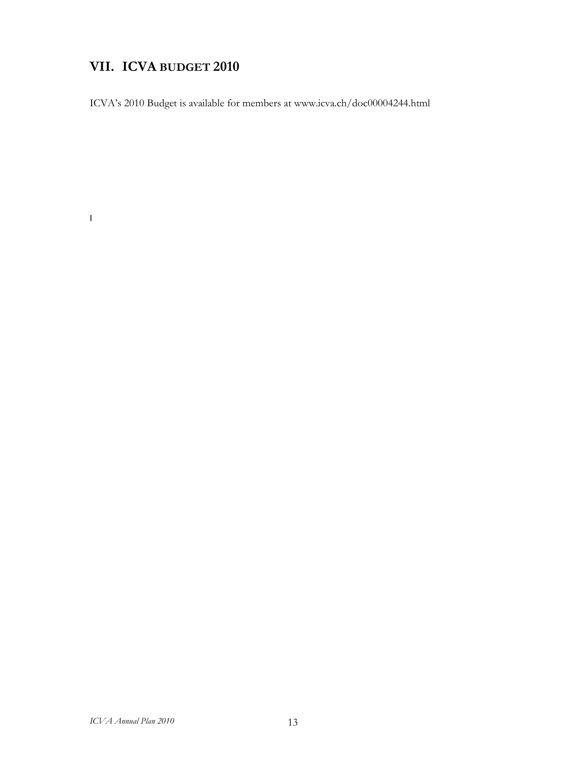## VII. ICVA BUDGET 2010

ICVA's 2010 Budget is available for members at www.icva.ch/doc00004244.html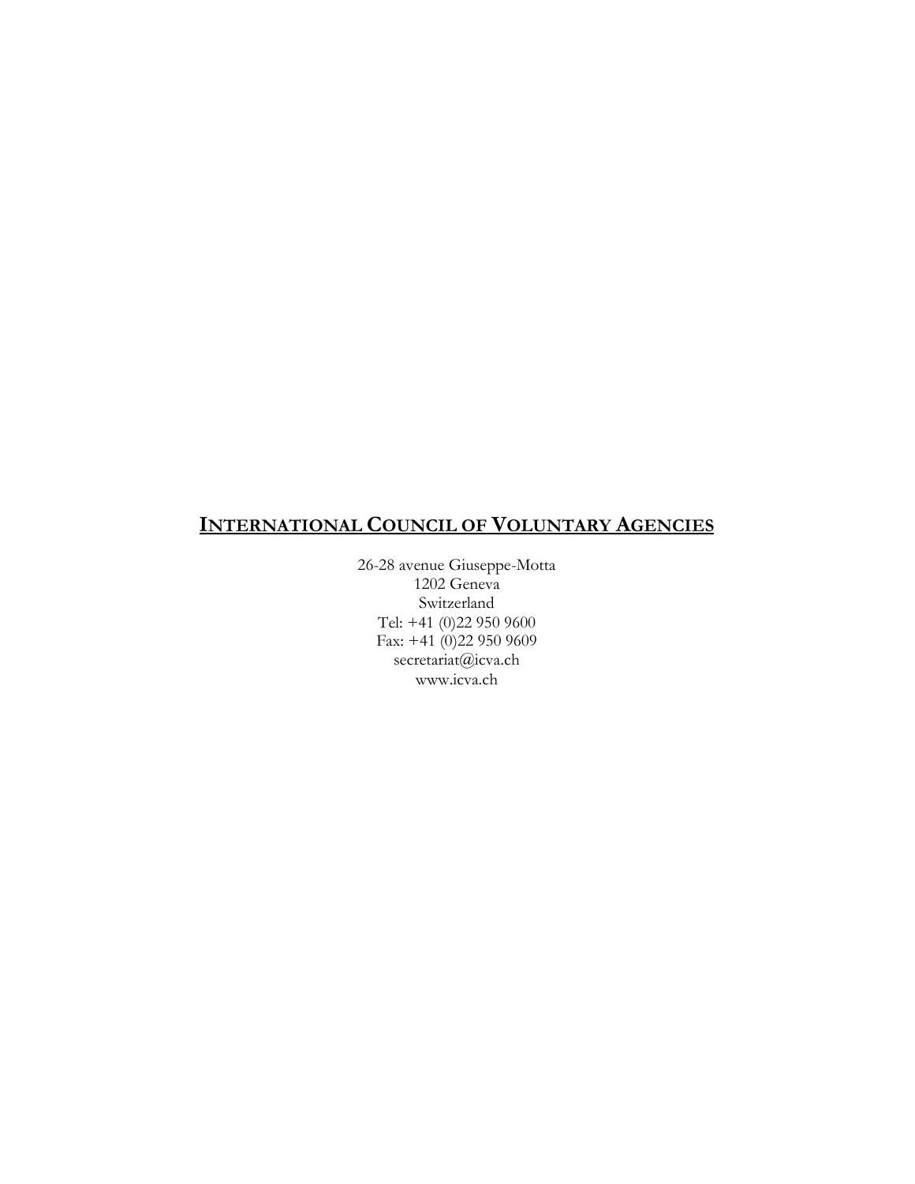**<u>INTERNATIONAL COUNCIL OF VOLUNTARY AGENCIES</u>**

26-28 avenue Giuseppe-Motta
1202 Geneva
Switzerland
Tel: +41 (0)22 950 9600
Fax: +41 (0)22 950 9609
secretariat@icva.ch
www.icva.ch